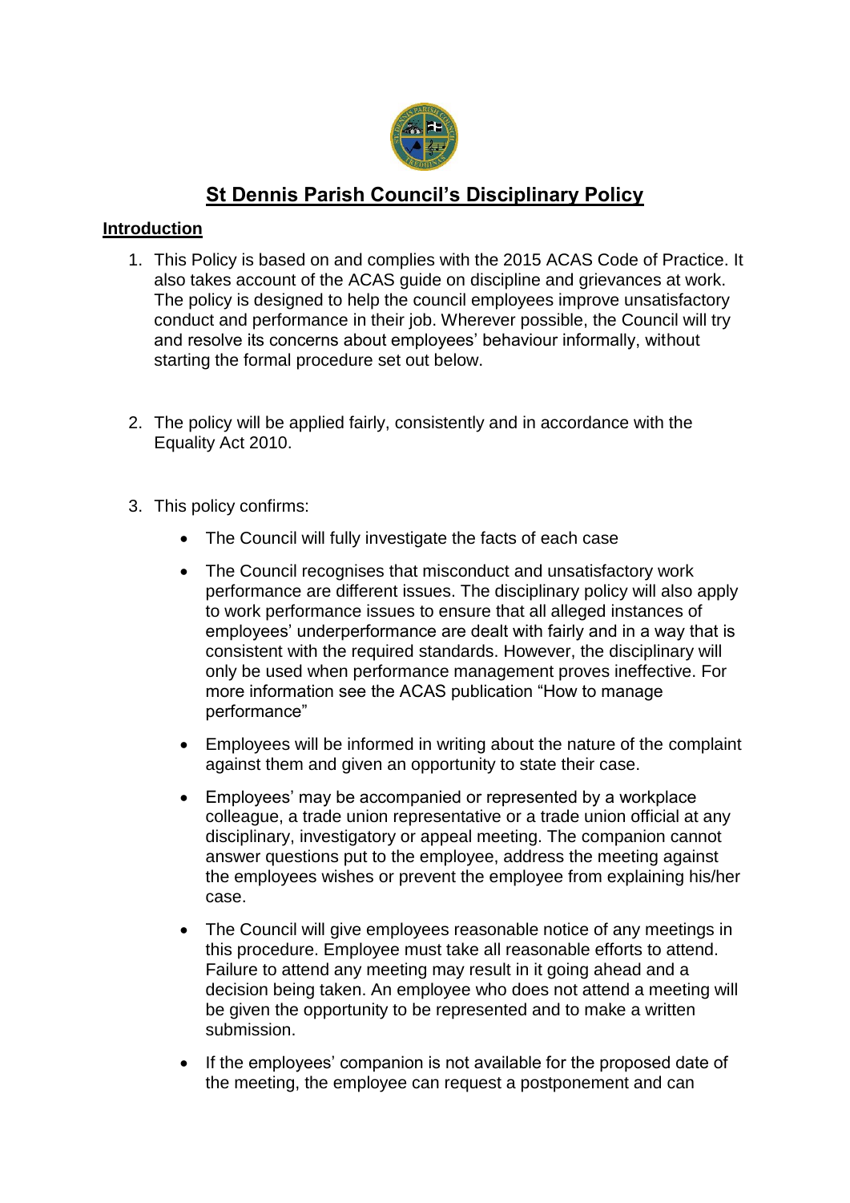# St Dennis Parish Council's Disciplinary Policy

## Introduction

1. This Policy is based on and complies with the 2015 ACAS Code of Practice. It also takes account of the ACAS guide on discipline and grievances at work. The policy is designed to help the council employees improve unsatisfactory conduct and performance in their job. Wherever possible, the Council will try and resolve its concerns about employees' behaviour informally, without starting the formal procedure set out below.

2. The policy will be applied fairly, consistently and in accordance with the Equality Act 2010.

3. This policy confirms:

   - The Council will fully investigate the facts of each case
   - The Council recognises that misconduct and unsatisfactory work performance are different issues. The disciplinary policy will also apply to work performance issues to ensure that all alleged instances of employees' underperformance are dealt with fairly and in a way that is consistent with the required standards. However, the disciplinary will only be used when performance management proves ineffective. For more information see the ACAS publication "How to manage performance"
   - Employees will be informed in writing about the nature of the complaint against them and given an opportunity to state their case.
   - Employees' may be accompanied or represented by a workplace colleague, a trade union representative or a trade union official at any disciplinary, investigatory or appeal meeting. The companion cannot answer questions put to the employee, address the meeting against the employees wishes or prevent the employee from explaining his/her case.
   - The Council will give employees reasonable notice of any meetings in this procedure. Employee must take all reasonable efforts to attend. Failure to attend any meeting may result in it going ahead and a decision being taken. An employee who does not attend a meeting will be given the opportunity to be represented and to make a written submission.
   - If the employees' companion is not available for the proposed date of the meeting, the employee can request a postponement and can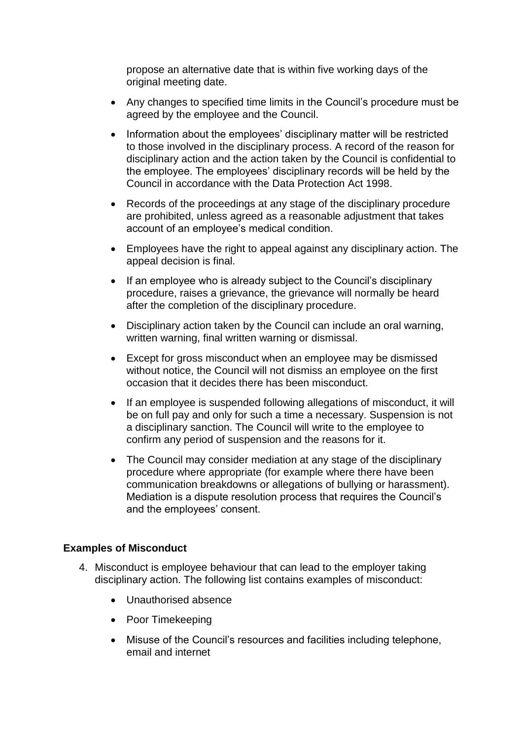propose an alternative date that is within five working days of the original meeting date.

- Any changes to specified time limits in the Council's procedure must be agreed by the employee and the Council.
- Information about the employees' disciplinary matter will be restricted to those involved in the disciplinary process. A record of the reason for disciplinary action and the action taken by the Council is confidential to the employee. The employees' disciplinary records will be held by the Council in accordance with the Data Protection Act 1998.
- Records of the proceedings at any stage of the disciplinary procedure are prohibited, unless agreed as a reasonable adjustment that takes account of an employee's medical condition.
- Employees have the right to appeal against any disciplinary action. The appeal decision is final.
- If an employee who is already subject to the Council's disciplinary procedure, raises a grievance, the grievance will normally be heard after the completion of the disciplinary procedure.
- Disciplinary action taken by the Council can include an oral warning, written warning, final written warning or dismissal.
- Except for gross misconduct when an employee may be dismissed without notice, the Council will not dismiss an employee on the first occasion that it decides there has been misconduct.
- If an employee is suspended following allegations of misconduct, it will be on full pay and only for such a time a necessary. Suspension is not a disciplinary sanction. The Council will write to the employee to confirm any period of suspension and the reasons for it.
- The Council may consider mediation at any stage of the disciplinary procedure where appropriate (for example where there have been communication breakdowns or allegations of bullying or harassment). Mediation is a dispute resolution process that requires the Council's and the employees' consent.

**Examples of Misconduct**

4. Misconduct is employee behaviour that can lead to the employer taking disciplinary action. The following list contains examples of misconduct:

   - Unauthorised absence
   - Poor Timekeeping
   - Misuse of the Council's resources and facilities including telephone, email and internet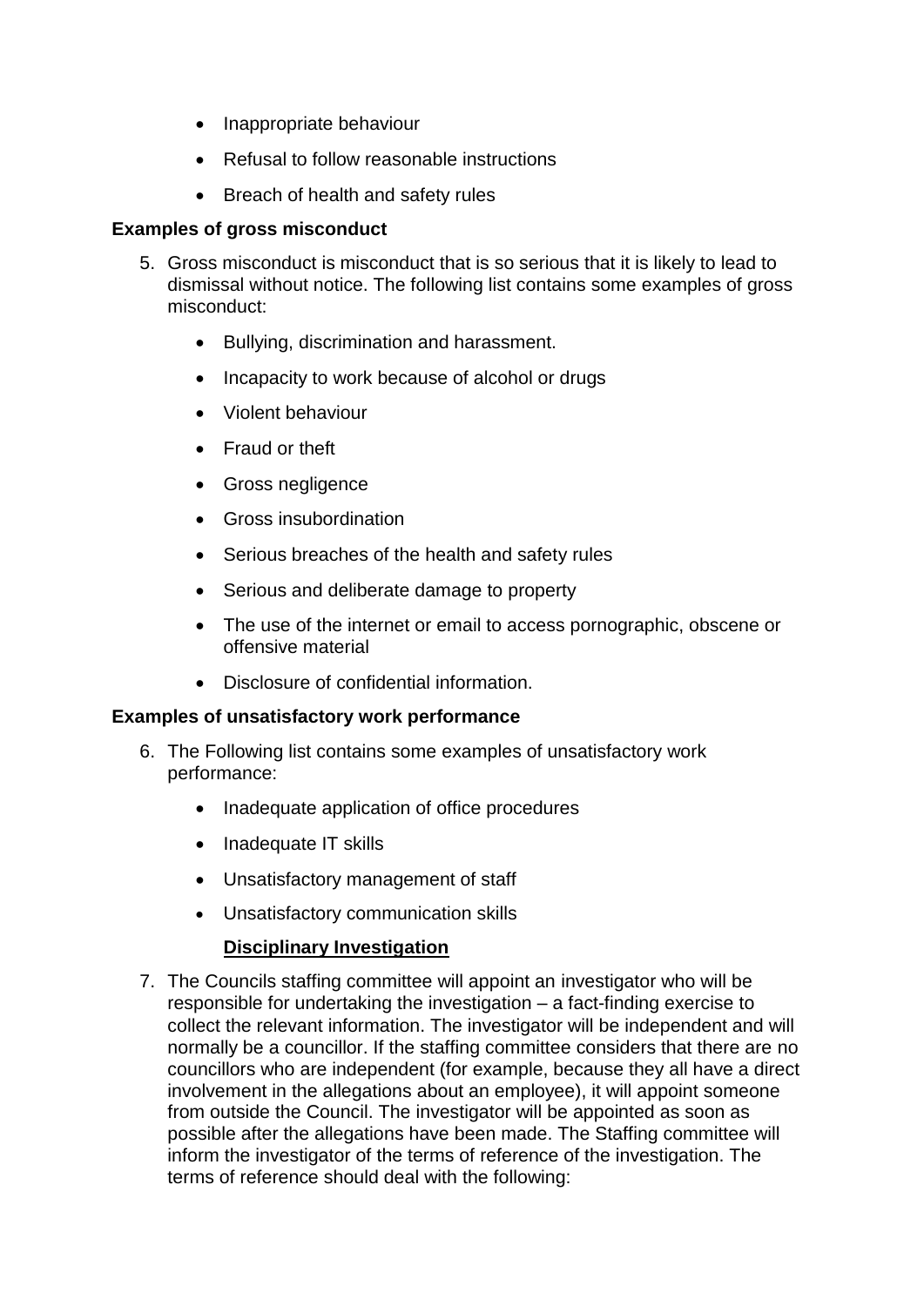- Inappropriate behaviour
- Refusal to follow reasonable instructions
- Breach of health and safety rules

**Examples of gross misconduct**

5. Gross misconduct is misconduct that is so serious that it is likely to lead to dismissal without notice. The following list contains some examples of gross misconduct:

    - Bullying, discrimination and harassment.
    - Incapacity to work because of alcohol or drugs
    - Violent behaviour
    - Fraud or theft
    - Gross negligence
    - Gross insubordination
    - Serious breaches of the health and safety rules
    - Serious and deliberate damage to property
    - The use of the internet or email to access pornographic, obscene or offensive material
    - Disclosure of confidential information.

**Examples of unsatisfactory work performance**

6. The Following list contains some examples of unsatisfactory work performance:

    - Inadequate application of office procedures
    - Inadequate IT skills
    - Unsatisfactory management of staff
    - Unsatisfactory communication skills

**<u>Disciplinary Investigation</u>**

7. The Councils staffing committee will appoint an investigator who will be responsible for undertaking the investigation – a fact-finding exercise to collect the relevant information. The investigator will be independent and will normally be a councillor. If the staffing committee considers that there are no councillors who are independent (for example, because they all have a direct involvement in the allegations about an employee), it will appoint someone from outside the Council. The investigator will be appointed as soon as possible after the allegations have been made. The Staffing committee will inform the investigator of the terms of reference of the investigation. The terms of reference should deal with the following: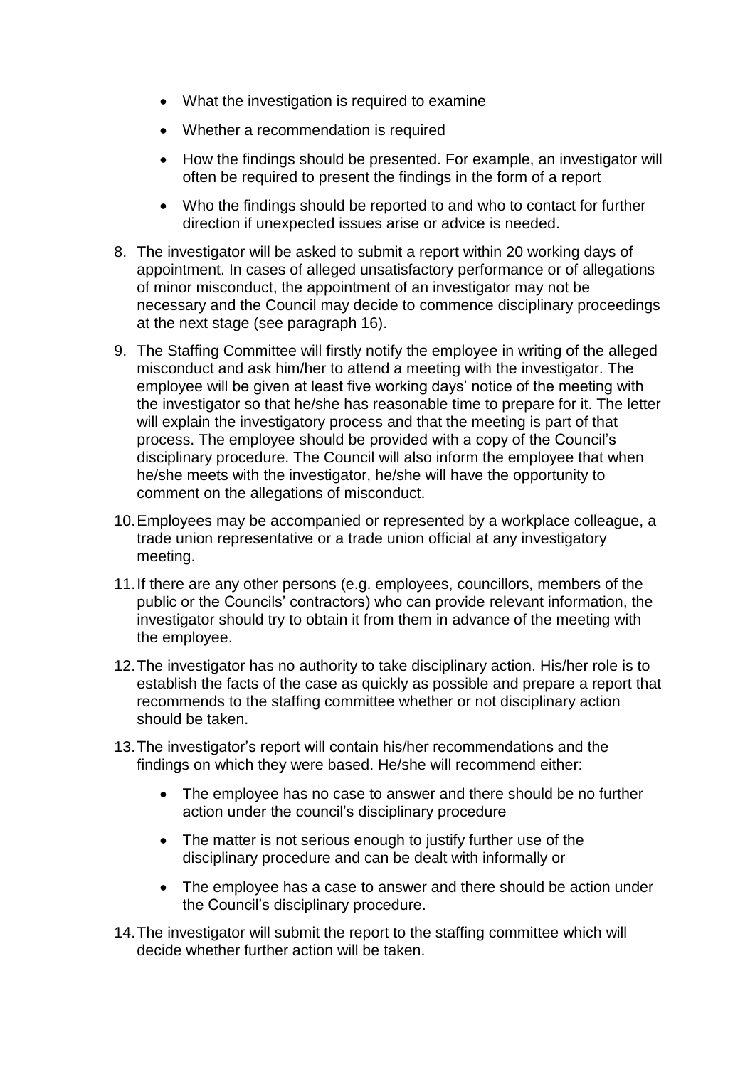- What the investigation is required to examine
- Whether a recommendation is required
- How the findings should be presented. For example, an investigator will often be required to present the findings in the form of a report
- Who the findings should be reported to and who to contact for further direction if unexpected issues arise or advice is needed.

8. The investigator will be asked to submit a report within 20 working days of appointment. In cases of alleged unsatisfactory performance or of allegations of minor misconduct, the appointment of an investigator may not be necessary and the Council may decide to commence disciplinary proceedings at the next stage (see paragraph 16).

9. The Staffing Committee will firstly notify the employee in writing of the alleged misconduct and ask him/her to attend a meeting with the investigator. The employee will be given at least five working days' notice of the meeting with the investigator so that he/she has reasonable time to prepare for it. The letter will explain the investigatory process and that the meeting is part of that process. The employee should be provided with a copy of the Council's disciplinary procedure. The Council will also inform the employee that when he/she meets with the investigator, he/she will have the opportunity to comment on the allegations of misconduct.

10. Employees may be accompanied or represented by a workplace colleague, a trade union representative or a trade union official at any investigatory meeting.

11. If there are any other persons (e.g. employees, councillors, members of the public or the Councils' contractors) who can provide relevant information, the investigator should try to obtain it from them in advance of the meeting with the employee.

12. The investigator has no authority to take disciplinary action. His/her role is to establish the facts of the case as quickly as possible and prepare a report that recommends to the staffing committee whether or not disciplinary action should be taken.

13. The investigator's report will contain his/her recommendations and the findings on which they were based. He/she will recommend either:

    - The employee has no case to answer and there should be no further action under the council's disciplinary procedure
    - The matter is not serious enough to justify further use of the disciplinary procedure and can be dealt with informally or
    - The employee has a case to answer and there should be action under the Council's disciplinary procedure.

14. The investigator will submit the report to the staffing committee which will decide whether further action will be taken.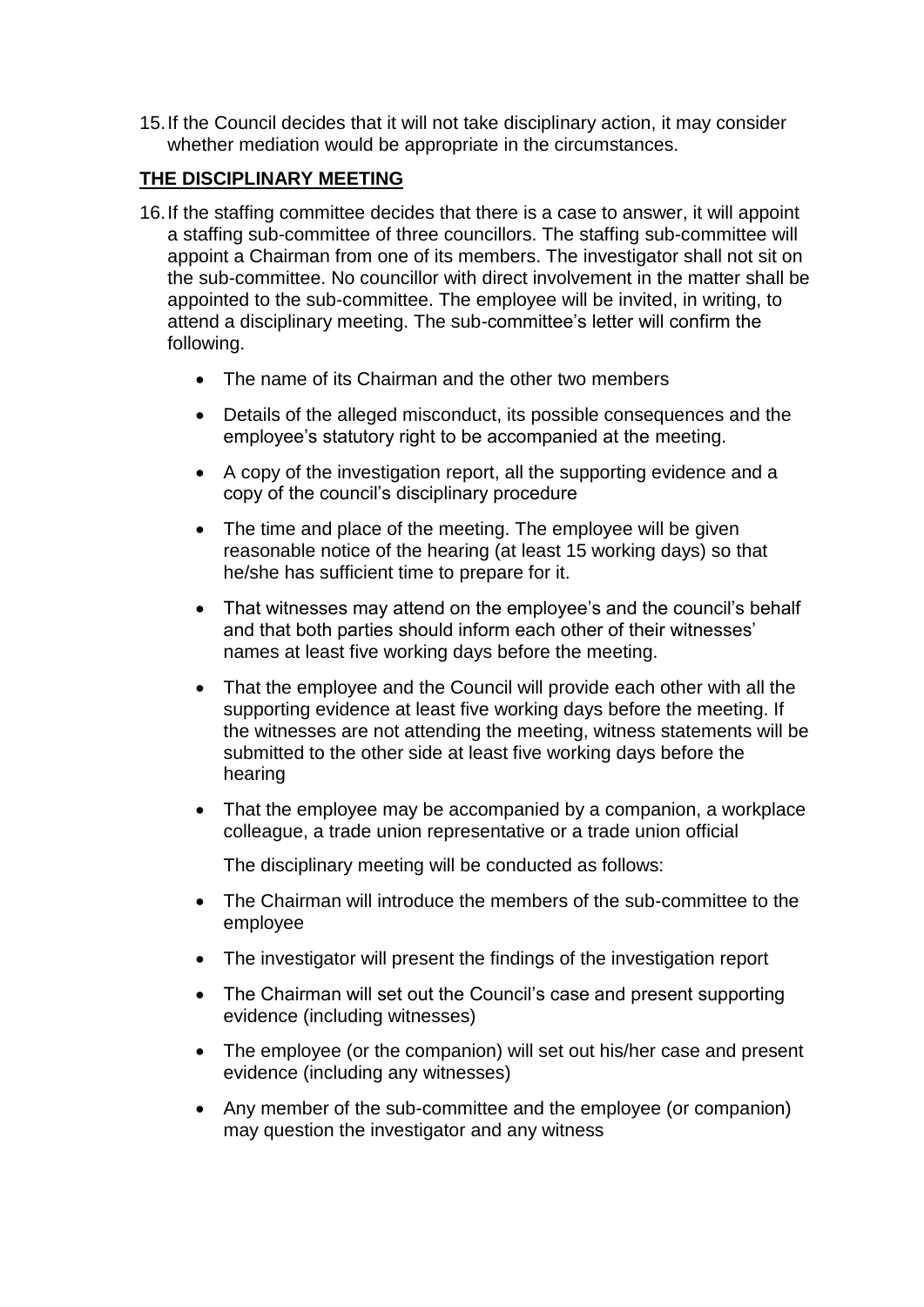15. If the Council decides that it will not take disciplinary action, it may consider whether mediation would be appropriate in the circumstances.

## THE DISCIPLINARY MEETING

16. If the staffing committee decides that there is a case to answer, it will appoint a staffing sub-committee of three councillors. The staffing sub-committee will appoint a Chairman from one of its members. The investigator shall not sit on the sub-committee. No councillor with direct involvement in the matter shall be appointed to the sub-committee. The employee will be invited, in writing, to attend a disciplinary meeting. The sub-committee's letter will confirm the following.

    - The name of its Chairman and the other two members
    - Details of the alleged misconduct, its possible consequences and the employee's statutory right to be accompanied at the meeting.
    - A copy of the investigation report, all the supporting evidence and a copy of the council's disciplinary procedure
    - The time and place of the meeting. The employee will be given reasonable notice of the hearing (at least 15 working days) so that he/she has sufficient time to prepare for it.
    - That witnesses may attend on the employee's and the council's behalf and that both parties should inform each other of their witnesses' names at least five working days before the meeting.
    - That the employee and the Council will provide each other with all the supporting evidence at least five working days before the meeting. If the witnesses are not attending the meeting, witness statements will be submitted to the other side at least five working days before the hearing
    - That the employee may be accompanied by a companion, a workplace colleague, a trade union representative or a trade union official

    The disciplinary meeting will be conducted as follows:

    - The Chairman will introduce the members of the sub-committee to the employee
    - The investigator will present the findings of the investigation report
    - The Chairman will set out the Council's case and present supporting evidence (including witnesses)
    - The employee (or the companion) will set out his/her case and present evidence (including any witnesses)
    - Any member of the sub-committee and the employee (or companion) may question the investigator and any witness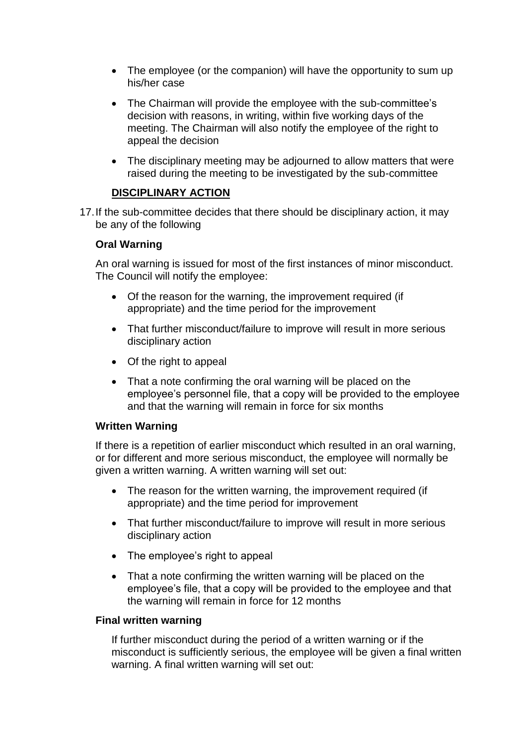- The employee (or the companion) will have the opportunity to sum up his/her case
- The Chairman will provide the employee with the sub-committee's decision with reasons, in writing, within five working days of the meeting. The Chairman will also notify the employee of the right to appeal the decision
- The disciplinary meeting may be adjourned to allow matters that were raised during the meeting to be investigated by the sub-committee

## DISCIPLINARY ACTION

17. If the sub-committee decides that there should be disciplinary action, it may be any of the following

**Oral Warning**

An oral warning is issued for most of the first instances of minor misconduct. The Council will notify the employee:

- Of the reason for the warning, the improvement required (if appropriate) and the time period for the improvement
- That further misconduct/failure to improve will result in more serious disciplinary action
- Of the right to appeal
- That a note confirming the oral warning will be placed on the employee's personnel file, that a copy will be provided to the employee and that the warning will remain in force for six months

**Written Warning**

If there is a repetition of earlier misconduct which resulted in an oral warning, or for different and more serious misconduct, the employee will normally be given a written warning. A written warning will set out:

- The reason for the written warning, the improvement required (if appropriate) and the time period for improvement
- That further misconduct/failure to improve will result in more serious disciplinary action
- The employee's right to appeal
- That a note confirming the written warning will be placed on the employee's file, that a copy will be provided to the employee and that the warning will remain in force for 12 months

**Final written warning**

If further misconduct during the period of a written warning or if the misconduct is sufficiently serious, the employee will be given a final written warning. A final written warning will set out: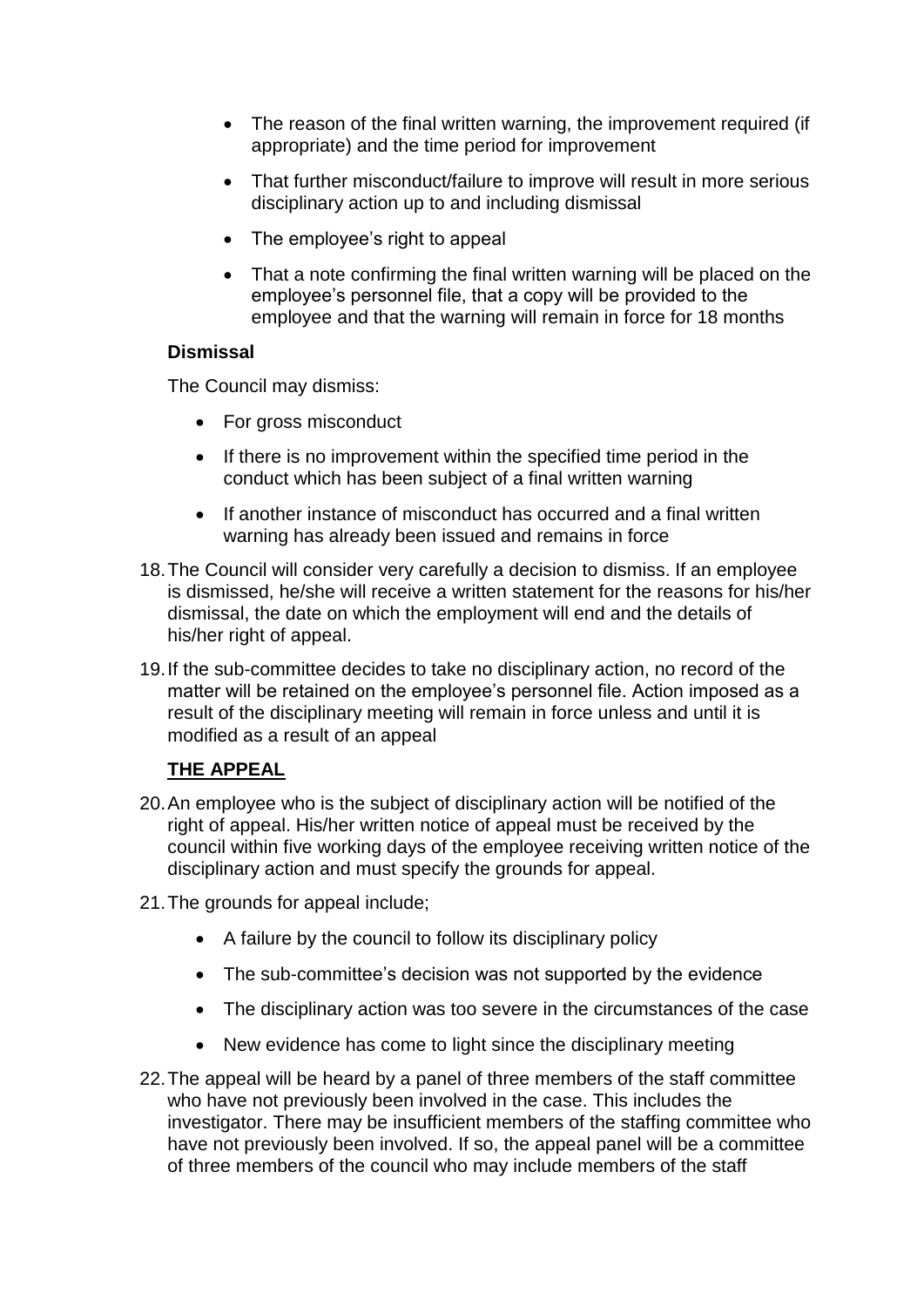- The reason of the final written warning, the improvement required (if appropriate) and the time period for improvement
- That further misconduct/failure to improve will result in more serious disciplinary action up to and including dismissal
- The employee's right to appeal
- That a note confirming the final written warning will be placed on the employee's personnel file, that a copy will be provided to the employee and that the warning will remain in force for 18 months

**Dismissal**

The Council may dismiss:

- For gross misconduct
- If there is no improvement within the specified time period in the conduct which has been subject of a final written warning
- If another instance of misconduct has occurred and a final written warning has already been issued and remains in force

18. The Council will consider very carefully a decision to dismiss. If an employee is dismissed, he/she will receive a written statement for the reasons for his/her dismissal, the date on which the employment will end and the details of his/her right of appeal.

19. If the sub-committee decides to take no disciplinary action, no record of the matter will be retained on the employee's personnel file. Action imposed as a result of the disciplinary meeting will remain in force unless and until it is modified as a result of an appeal

## THE APPEAL

20. An employee who is the subject of disciplinary action will be notified of the right of appeal. His/her written notice of appeal must be received by the council within five working days of the employee receiving written notice of the disciplinary action and must specify the grounds for appeal.

21. The grounds for appeal include;

    - A failure by the council to follow its disciplinary policy
    - The sub-committee's decision was not supported by the evidence
    - The disciplinary action was too severe in the circumstances of the case
    - New evidence has come to light since the disciplinary meeting

22. The appeal will be heard by a panel of three members of the staff committee who have not previously been involved in the case. This includes the investigator. There may be insufficient members of the staffing committee who have not previously been involved. If so, the appeal panel will be a committee of three members of the council who may include members of the staff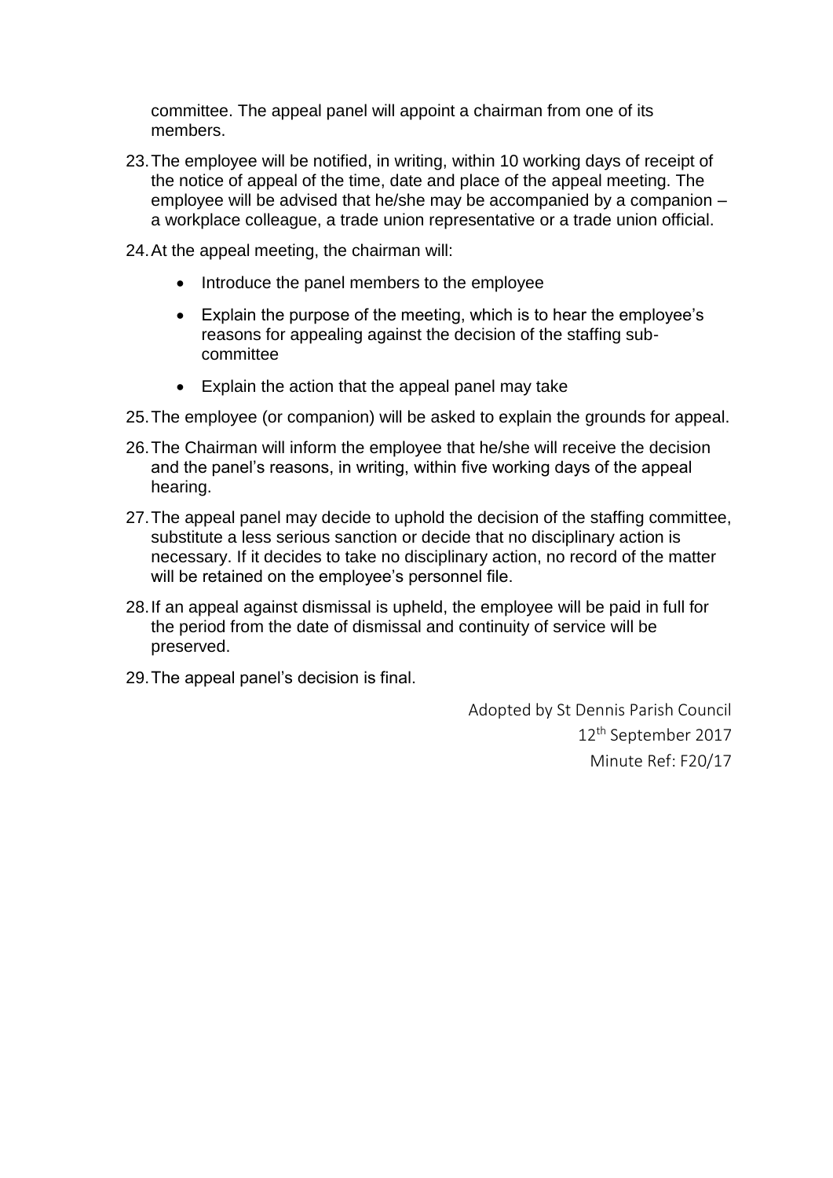committee. The appeal panel will appoint a chairman from one of its members.

23. The employee will be notified, in writing, within 10 working days of receipt of the notice of appeal of the time, date and place of the appeal meeting. The employee will be advised that he/she may be accompanied by a companion – a workplace colleague, a trade union representative or a trade union official.

24. At the appeal meeting, the chairman will:

    - Introduce the panel members to the employee
    - Explain the purpose of the meeting, which is to hear the employee's reasons for appealing against the decision of the staffing sub-committee
    - Explain the action that the appeal panel may take

25. The employee (or companion) will be asked to explain the grounds for appeal.

26. The Chairman will inform the employee that he/she will receive the decision and the panel's reasons, in writing, within five working days of the appeal hearing.

27. The appeal panel may decide to uphold the decision of the staffing committee, substitute a less serious sanction or decide that no disciplinary action is necessary. If it decides to take no disciplinary action, no record of the matter will be retained on the employee's personnel file.

28. If an appeal against dismissal is upheld, the employee will be paid in full for the period from the date of dismissal and continuity of service will be preserved.

29. The appeal panel's decision is final.

Adopted by St Dennis Parish Council
12th September 2017
Minute Ref: F20/17